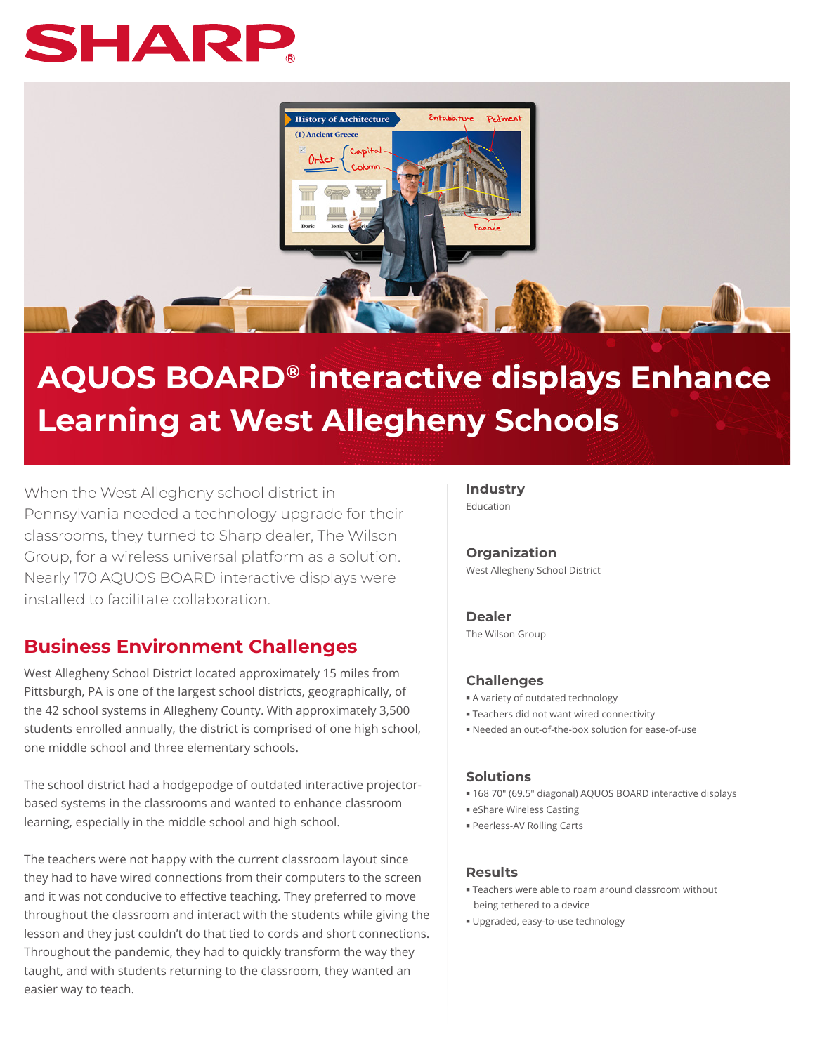# AQUOS BOARD® interactive displays Enhance Learning at West Allegheny Schools

When the West Allegheny school district in Pennsylvania needed a technology upgrade for their classrooms, they turned to Sharp dealer, The Wilson Group, for a wireless universal platform as a solution. Nearly 170 AQUOS BOARD interactive displays were installed to facilitate collaboration.

## Business Environment Challenges

West Allegheny School District located approximately 15 miles from Pittsburgh, PA is one of the largest school districts, geographically, of the 42 school systems in Allegheny County. With approximately 3,500 students enrolled annually, the district is comprised of one high school, one middle school and three elementary schools.

The school district had a hodgepodge of outdated interactive projector-based systems in the classrooms and wanted to enhance classroom learning, especially in the middle school and high school.

The teachers were not happy with the current classroom layout since they had to have wired connections from their computers to the screen and it was not conducive to effective teaching. They preferred to move throughout the classroom and interact with the students while giving the lesson and they just couldn't do that tied to cords and short connections. Throughout the pandemic, they had to quickly transform the way they taught, and with students returning to the classroom, they wanted an easier way to teach.

### Industry
Education

### Organization
West Allegheny School District

### Dealer
The Wilson Group

### Challenges
- A variety of outdated technology
- Teachers did not want wired connectivity
- Needed an out-of-the-box solution for ease-of-use

### Solutions
- 168 70" (69.5" diagonal) AQUOS BOARD interactive displays
- eShare Wireless Casting
- Peerless-AV Rolling Carts

### Results
- Teachers were able to roam around classroom without being tethered to a device
- Upgraded, easy-to-use technology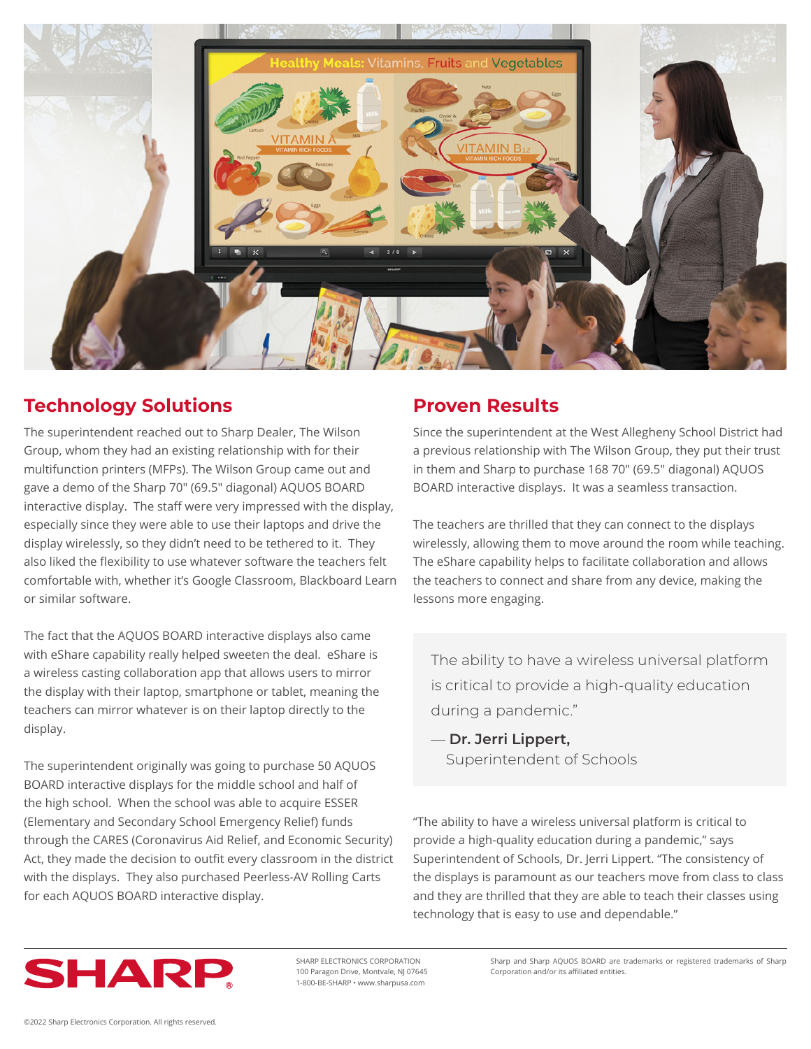## Technology Solutions

The superintendent reached out to Sharp Dealer, The Wilson Group, whom they had an existing relationship with for their multifunction printers (MFPs). The Wilson Group came out and gave a demo of the Sharp 70" (69.5" diagonal) AQUOS BOARD interactive display. The staff were very impressed with the display, especially since they were able to use their laptops and drive the display wirelessly, so they didn't need to be tethered to it. They also liked the flexibility to use whatever software the teachers felt comfortable with, whether it's Google Classroom, Blackboard Learn or similar software.

The fact that the AQUOS BOARD interactive displays also came with eShare capability really helped sweeten the deal. eShare is a wireless casting collaboration app that allows users to mirror the display with their laptop, smartphone or tablet, meaning the teachers can mirror whatever is on their laptop directly to the display.

The superintendent originally was going to purchase 50 AQUOS BOARD interactive displays for the middle school and half of the high school. When the school was able to acquire ESSER (Elementary and Secondary School Emergency Relief) funds through the CARES (Coronavirus Aid Relief, and Economic Security) Act, they made the decision to outfit every classroom in the district with the displays. They also purchased Peerless-AV Rolling Carts for each AQUOS BOARD interactive display.

## Proven Results

Since the superintendent at the West Allegheny School District had a previous relationship with The Wilson Group, they put their trust in them and Sharp to purchase 168 70" (69.5" diagonal) AQUOS BOARD interactive displays. It was a seamless transaction.

The teachers are thrilled that they can connect to the displays wirelessly, allowing them to move around the room while teaching. The eShare capability helps to facilitate collaboration and allows the teachers to connect and share from any device, making the lessons more engaging.

> The ability to have a wireless universal platform is critical to provide a high-quality education during a pandemic."
>
> — **Dr. Jerri Lippert,**
> Superintendent of Schools

"The ability to have a wireless universal platform is critical to provide a high-quality education during a pandemic," says Superintendent of Schools, Dr. Jerri Lippert. "The consistency of the displays is paramount as our teachers move from class to class and they are thrilled that they are able to teach their classes using technology that is easy to use and dependable."

SHARP

SHARP ELECTRONICS CORPORATION
100 Paragon Drive, Montvale, NJ 07645
1-800-BE-SHARP • www.sharpusa.com

Sharp and Sharp AQUOS BOARD are trademarks or registered trademarks of Sharp Corporation and/or its affiliated entities.

©2022 Sharp Electronics Corporation. All rights reserved.